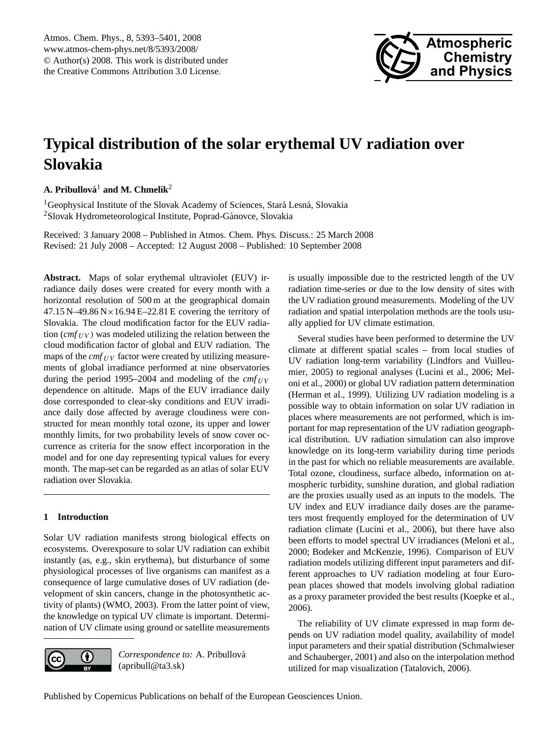# Typical distribution of the solar erythemal UV radiation over Slovakia

**A. Pribullová**[1] **and M. Chmelík**[2]

[1]Geophysical Institute of the Slovak Academy of Sciences, Stará Lesná, Slovakia
[2]Slovak Hydrometeorological Institute, Poprad-Gánovce, Slovakia

Received: 3 January 2008 – Published in Atmos. Chem. Phys. Discuss.: 25 March 2008
Revised: 21 July 2008 – Accepted: 12 August 2008 – Published: 10 September 2008

**Abstract.** Maps of solar erythemal ultraviolet (EUV) irradiance daily doses were created for every month with a horizontal resolution of 500 m at the geographical domain 47.15 N–49.86 N×16.94 E–22.81 E covering the territory of Slovakia. The cloud modification factor for the EUV radiation ($cmf_{UV}$) was modeled utilizing the relation between the cloud modification factor of global and EUV radiation. The maps of the $cmf_{UV}$ factor were created by utilizing measurements of global irradiance performed at nine observatories during the period 1995–2004 and modeling of the $cmf_{UV}$ dependence on altitude. Maps of the EUV irradiance daily dose corresponded to clear-sky conditions and EUV irradiance daily dose affected by average cloudiness were constructed for mean monthly total ozone, its upper and lower monthly limits, for two probability levels of snow cover occurrence as criteria for the snow effect incorporation in the model and for one day representing typical values for every month. The map-set can be regarded as an atlas of solar EUV radiation over Slovakia.

## 1 Introduction

Solar UV radiation manifests strong biological effects on ecosystems. Overexposure to solar UV radiation can exhibit instantly (as, e.g., skin erythema), but disturbance of some physiological processes of live organisms can manifest as a consequence of large cumulative doses of UV radiation (development of skin cancers, change in the photosynthetic activity of plants) (WMO, 2003). From the latter point of view, the knowledge on typical UV climate is important. Determination of UV climate using ground or satellite measurements is usually impossible due to the restricted length of the UV radiation time-series or due to the low density of sites with the UV radiation ground measurements. Modeling of the UV radiation and spatial interpolation methods are the tools usually applied for UV climate estimation.

Several studies have been performed to determine the UV climate at different spatial scales – from local studies of UV radiation long-term variability (Lindfors and Vuilleumier, 2005) to regional analyses (Lucini et al., 2006; Meloni et al., 2000) or global UV radiation pattern determination (Herman et al., 1999). Utilizing UV radiation modeling is a possible way to obtain information on solar UV radiation in places where measurements are not performed, which is important for map representation of the UV radiation geographical distribution. UV radiation simulation can also improve knowledge on its long-term variability during time periods in the past for which no reliable measurements are available. Total ozone, cloudiness, surface albedo, information on atmospheric turbidity, sunshine duration, and global radiation are the proxies usually used as an inputs to the models. The UV index and EUV irradiance daily doses are the parameters most frequently employed for the determination of UV radiation climate (Lucini et al., 2006), but there have also been efforts to model spectral UV irradiances (Meloni et al., 2000; Bodeker and McKenzie, 1996). Comparison of EUV radiation models utilizing different input parameters and different approaches to UV radiation modeling at four European places showed that models involving global radiation as a proxy parameter provided the best results (Koepke et al., 2006).

The reliability of UV climate expressed in map form depends on UV radiation model quality, availability of model input parameters and their spatial distribution (Schmalwieser and Schauberger, 2001) and also on the interpolation method utilized for map visualization (Tatalovich, 2006).

*Correspondence to:* A. Pribullová (apribull@ta3.sk)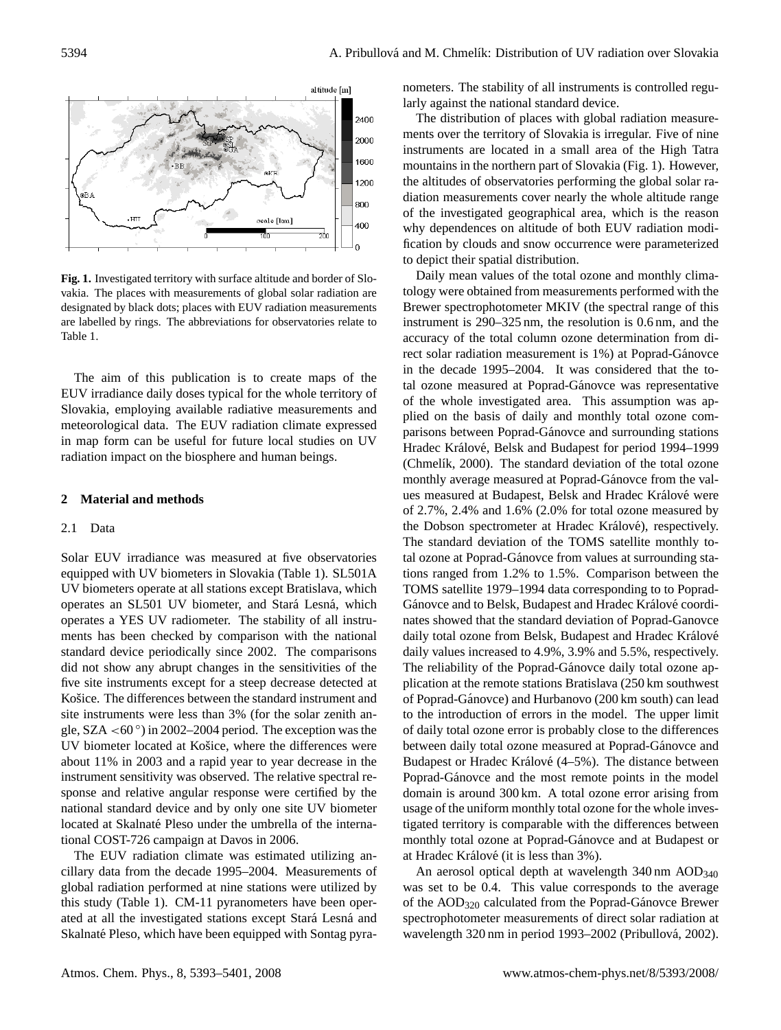**Fig. 1.** Investigated territory with surface altitude and border of Slovakia. The places with measurements of global solar radiation are designated by black dots; places with EUV radiation measurements are labelled by rings. The abbreviations for observatories relate to Table 1.

The aim of this publication is to create maps of the EUV irradiance daily doses typical for the whole territory of Slovakia, employing available radiative measurements and meteorological data. The EUV radiation climate expressed in map form can be useful for future local studies on UV radiation impact on the biosphere and human beings.

## 2 Material and methods

### 2.1 Data

Solar EUV irradiance was measured at five observatories equipped with UV biometers in Slovakia (Table 1). SL501A UV biometers operate at all stations except Bratislava, which operates an SL501 UV biometer, and Stará Lesná, which operates a YES UV radiometer. The stability of all instruments has been checked by comparison with the national standard device periodically since 2002. The comparisons did not show any abrupt changes in the sensitivities of the five site instruments except for a steep decrease detected at Košice. The differences between the standard instrument and site instruments were less than 3% (for the solar zenith angle, SZA $<60^{\circ}$) in 2002–2004 period. The exception was the UV biometer located at Košice, where the differences were about 11% in 2003 and a rapid year to year decrease in the instrument sensitivity was observed. The relative spectral response and relative angular response were certified by the national standard device and by only one site UV biometer located at Skalnaté Pleso under the umbrella of the international COST-726 campaign at Davos in 2006.

The EUV radiation climate was estimated utilizing ancillary data from the decade 1995–2004. Measurements of global radiation performed at nine stations were utilized by this study (Table 1). CM-11 pyranometers have been operated at all the investigated stations except Stará Lesná and Skalnaté Pleso, which have been equipped with Sontag pyranometers. The stability of all instruments is controlled regularly against the national standard device.

The distribution of places with global radiation measurements over the territory of Slovakia is irregular. Five of nine instruments are located in a small area of the High Tatra mountains in the northern part of Slovakia (Fig. 1). However, the altitudes of observatories performing the global solar radiation measurements cover nearly the whole altitude range of the investigated geographical area, which is the reason why dependences on altitude of both EUV radiation modification by clouds and snow occurrence were parameterized to depict their spatial distribution.

Daily mean values of the total ozone and monthly climatology were obtained from measurements performed with the Brewer spectrophotometer MKIV (the spectral range of this instrument is 290–325 nm, the resolution is 0.6 nm, and the accuracy of the total column ozone determination from direct solar radiation measurement is 1%) at Poprad-Gánovce in the decade 1995–2004. It was considered that the total ozone measured at Poprad-Gánovce was representative of the whole investigated area. This assumption was applied on the basis of daily and monthly total ozone comparisons between Poprad-Gánovce and surrounding stations Hradec Králové, Belsk and Budapest for period 1994–1999 (Chmelík, 2000). The standard deviation of the total ozone monthly average measured at Poprad-Gánovce from the values measured at Budapest, Belsk and Hradec Králové were of 2.7%, 2.4% and 1.6% (2.0% for total ozone measured by the Dobson spectrometer at Hradec Králové), respectively. The standard deviation of the TOMS satellite monthly total ozone at Poprad-Gánovce from values at surrounding stations ranged from 1.2% to 1.5%. Comparison between the TOMS satellite 1979–1994 data corresponding to to Poprad-Gánovce and to Belsk, Budapest and Hradec Králové coordinates showed that the standard deviation of Poprad-Ganovce daily total ozone from Belsk, Budapest and Hradec Králové daily values increased to 4.9%, 3.9% and 5.5%, respectively. The reliability of the Poprad-Gánovce daily total ozone application at the remote stations Bratislava (250 km southwest of Poprad-Gánovce) and Hurbanovo (200 km south) can lead to the introduction of errors in the model. The upper limit of daily total ozone error is probably close to the differences between daily total ozone measured at Poprad-Gánovce and Budapest or Hradec Králové (4–5%). The distance between Poprad-Gánovce and the most remote points in the model domain is around 300 km. A total ozone error arising from usage of the uniform monthly total ozone for the whole investigated territory is comparable with the differences between monthly total ozone at Poprad-Gánovce and at Budapest or at Hradec Králové (it is less than 3%).

An aerosol optical depth at wavelength 340 nm $AOD_{340}$ was set to be 0.4. This value corresponds to the average of the $AOD_{320}$ calculated from the Poprad-Gánovce Brewer spectrophotometer measurements of direct solar radiation at wavelength 320 nm in period 1993–2002 (Pribullová, 2002).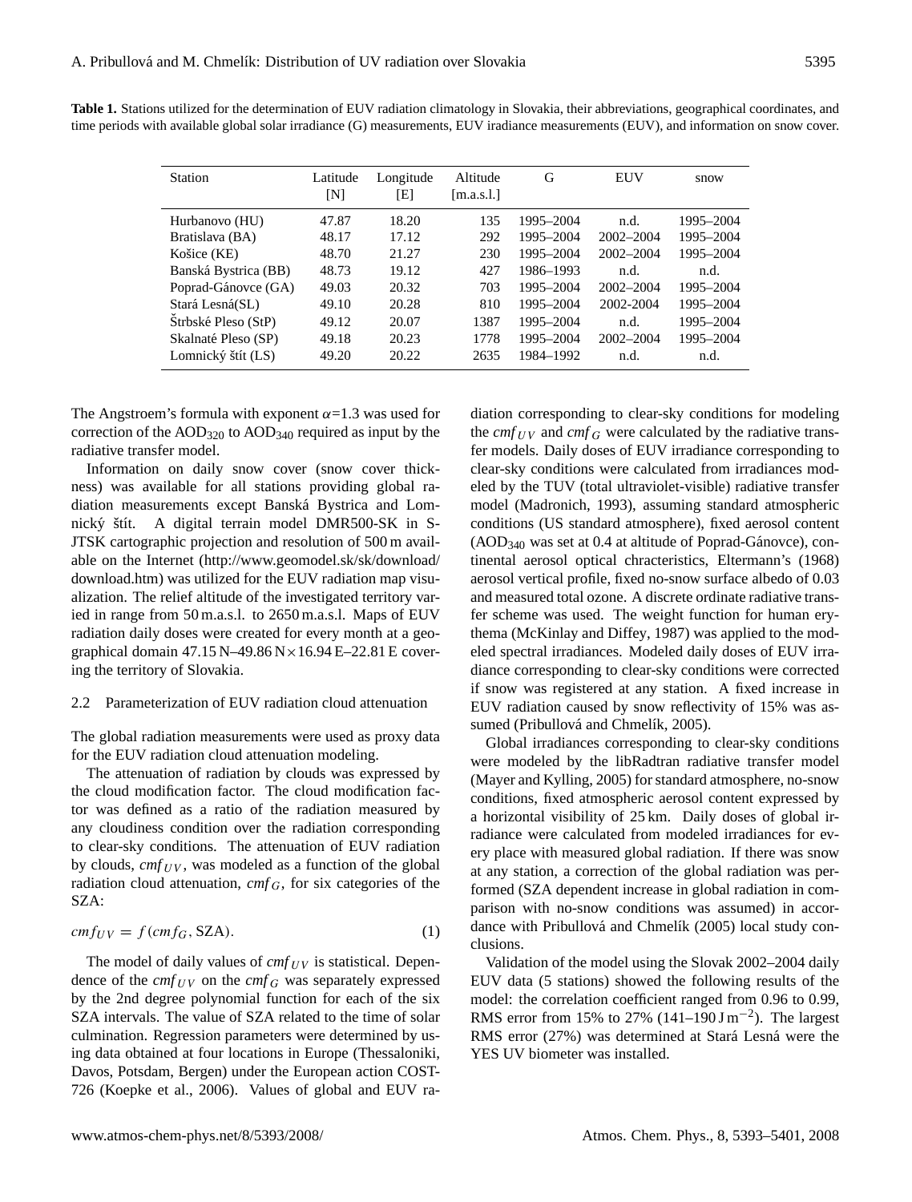**Table 1.** Stations utilized for the determination of EUV radiation climatology in Slovakia, their abbreviations, geographical coordinates, and time periods with available global solar irradiance (G) measurements, EUV iradiance measurements (EUV), and information on snow cover.

| Station | Latitude [N] | Longitude [E] | Altitude [m.a.s.l.] | G | EUV | snow |
|---|---|---|---|---|---|---|
| Hurbanovo (HU) | 47.87 | 18.20 | 135 | 1995–2004 | n.d. | 1995–2004 |
| Bratislava (BA) | 48.17 | 17.12 | 292 | 1995–2004 | 2002–2004 | 1995–2004 |
| Košice (KE) | 48.70 | 21.27 | 230 | 1995–2004 | 2002–2004 | 1995–2004 |
| Banská Bystrica (BB) | 48.73 | 19.12 | 427 | 1986–1993 | n.d. | n.d. |
| Poprad-Gánovce (GA) | 49.03 | 20.32 | 703 | 1995–2004 | 2002–2004 | 1995–2004 |
| Stará Lesná(SL) | 49.10 | 20.28 | 810 | 1995–2004 | 2002-2004 | 1995–2004 |
| Štrbské Pleso (StP) | 49.12 | 20.07 | 1387 | 1995–2004 | n.d. | 1995–2004 |
| Skalnaté Pleso (SP) | 49.18 | 20.23 | 1778 | 1995–2004 | 2002–2004 | 1995–2004 |
| Lomnický štít (LS) | 49.20 | 20.22 | 2635 | 1984–1992 | n.d. | n.d. |

The Angstroem's formula with exponent $\alpha$=1.3 was used for correction of the $AOD_{320}$ to $AOD_{340}$ required as input by the radiative transfer model.

Information on daily snow cover (snow cover thickness) was available for all stations providing global radiation measurements except Banská Bystrica and Lomnický štít. A digital terrain model DMR500-SK in S-JTSK cartographic projection and resolution of 500 m available on the Internet (http://www.geomodel.sk/sk/download/download.htm) was utilized for the EUV radiation map visualization. The relief altitude of the investigated territory varied in range from 50 m.a.s.l. to 2650 m.a.s.l. Maps of EUV radiation daily doses were created for every month at a geographical domain 47.15 N–49.86 N×16.94 E–22.81 E covering the territory of Slovakia.

### 2.2 Parameterization of EUV radiation cloud attenuation

The global radiation measurements were used as proxy data for the EUV radiation cloud attenuation modeling.

The attenuation of radiation by clouds was expressed by the cloud modification factor. The cloud modification factor was defined as a ratio of the radiation measured by any cloudiness condition over the radiation corresponding to clear-sky conditions. The attenuation of EUV radiation by clouds, $cmf_{UV}$, was modeled as a function of the global radiation cloud attenuation, $cmf_G$, for six categories of the SZA:

$$cmf_{UV} = f(cmf_G, \text{SZA}). \quad (1)$$

The model of daily values of $cmf_{UV}$ is statistical. Dependence of the $cmf_{UV}$ on the $cmf_G$ was separately expressed by the 2nd degree polynomial function for each of the six SZA intervals. The value of SZA related to the time of solar culmination. Regression parameters were determined by using data obtained at four locations in Europe (Thessaloniki, Davos, Potsdam, Bergen) under the European action COST-726 (Koepke et al., 2006). Values of global and EUV radiation corresponding to clear-sky conditions for modeling the $cmf_{UV}$ and $cmf_G$ were calculated by the radiative transfer models. Daily doses of EUV irradiance corresponding to clear-sky conditions were calculated from irradiances modeled by the TUV (total ultraviolet-visible) radiative transfer model (Madronich, 1993), assuming standard atmospheric conditions (US standard atmosphere), fixed aerosol content ($AOD_{340}$ was set at 0.4 at altitude of Poprad-Gánovce), continental aerosol optical chracteristics, Eltermann's (1968) aerosol vertical profile, fixed no-snow surface albedo of 0.03 and measured total ozone. A discrete ordinate radiative transfer scheme was used. The weight function for human erythema (McKinlay and Diffey, 1987) was applied to the modeled spectral irradiances. Modeled daily doses of EUV irradiance corresponding to clear-sky conditions were corrected if snow was registered at any station. A fixed increase in EUV radiation caused by snow reflectivity of 15% was assumed (Pribullová and Chmelík, 2005).

Global irradiances corresponding to clear-sky conditions were modeled by the libRadtran radiative transfer model (Mayer and Kylling, 2005) for standard atmosphere, no-snow conditions, fixed atmospheric aerosol content expressed by a horizontal visibility of 25 km. Daily doses of global irradiance were calculated from modeled irradiances for every place with measured global radiation. If there was snow at any station, a correction of the global radiation was performed (SZA dependent increase in global radiation in comparison with no-snow conditions was assumed) in accordance with Pribullová and Chmelík (2005) local study conclusions.

Validation of the model using the Slovak 2002–2004 daily EUV data (5 stations) showed the following results of the model: the correlation coefficient ranged from 0.96 to 0.99, RMS error from 15% to 27% (141–190 $\text{J m}^{-2}$). The largest RMS error (27%) was determined at Stará Lesná were the YES UV biometer was installed.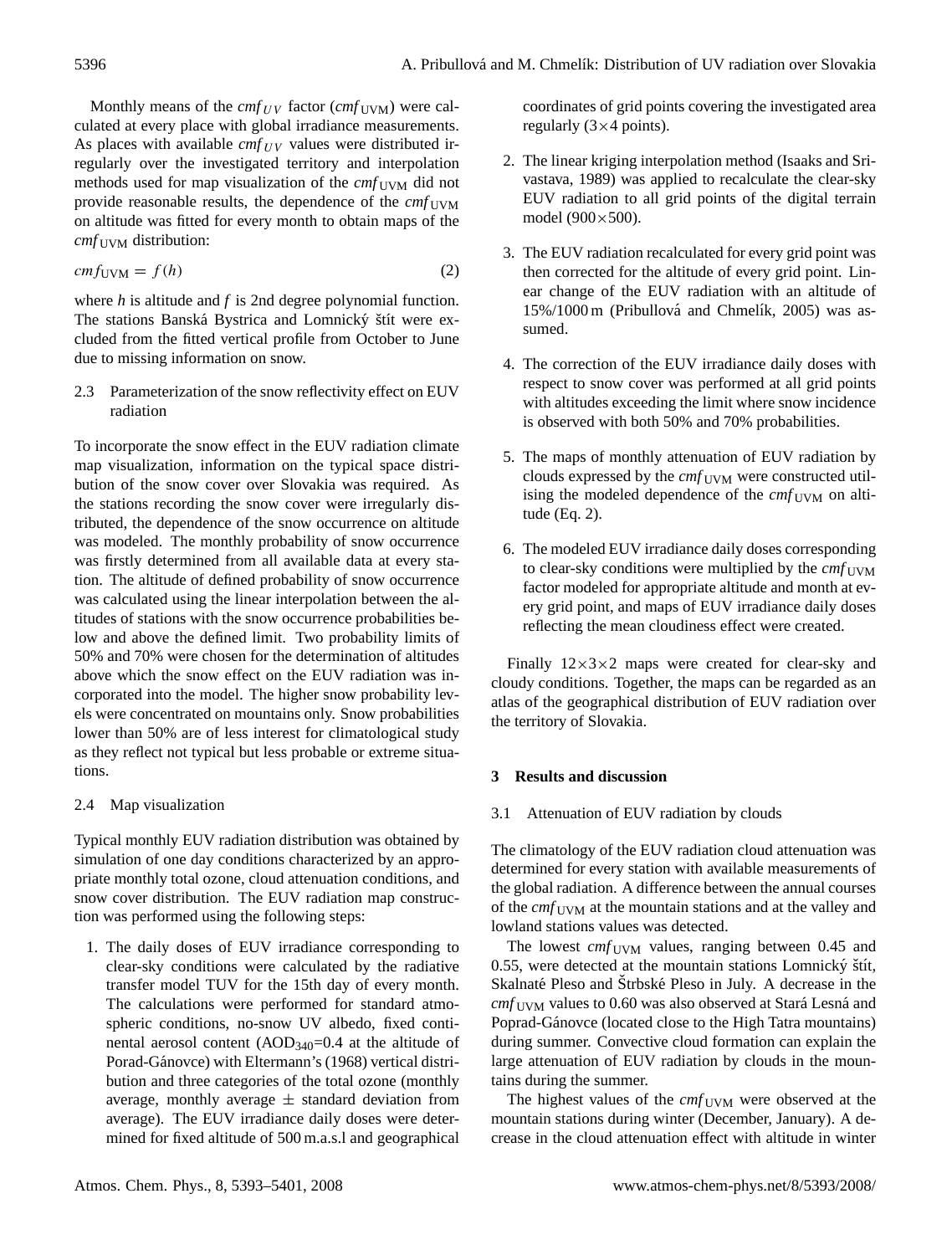Monthly means of the $cmf_{UV}$ factor ($cmf_{\mathrm{UVM}}$) were calculated at every place with global irradiance measurements. As places with available $cmf_{UV}$ values were distributed irregularly over the investigated territory and interpolation methods used for map visualization of the $cmf_{\mathrm{UVM}}$ did not provide reasonable results, the dependence of the $cmf_{\mathrm{UVM}}$ on altitude was fitted for every month to obtain maps of the $cmf_{\mathrm{UVM}}$ distribution:

$$cmf_{\mathrm{UVM}} = f(h) \tag{2}$$

where $h$ is altitude and $f$ is 2nd degree polynomial function. The stations Banská Bystrica and Lomnický štít were excluded from the fitted vertical profile from October to June due to missing information on snow.

### 2.3 Parameterization of the snow reflectivity effect on EUV radiation

To incorporate the snow effect in the EUV radiation climate map visualization, information on the typical space distribution of the snow cover over Slovakia was required. As the stations recording the snow cover were irregularly distributed, the dependence of the snow occurrence on altitude was modeled. The monthly probability of snow occurrence was firstly determined from all available data at every station. The altitude of defined probability of snow occurrence was calculated using the linear interpolation between the altitudes of stations with the snow occurrence probabilities below and above the defined limit. Two probability limits of 50% and 70% were chosen for the determination of altitudes above which the snow effect on the EUV radiation was incorporated into the model. The higher snow probability levels were concentrated on mountains only. Snow probabilities lower than 50% are of less interest for climatological study as they reflect not typical but less probable or extreme situations.

### 2.4 Map visualization

Typical monthly EUV radiation distribution was obtained by simulation of one day conditions characterized by an appropriate monthly total ozone, cloud attenuation conditions, and snow cover distribution. The EUV radiation map construction was performed using the following steps:

1. The daily doses of EUV irradiance corresponding to clear-sky conditions were calculated by the radiative transfer model TUV for the 15th day of every month. The calculations were performed for standard atmospheric conditions, no-snow UV albedo, fixed continental aerosol content ($\mathrm{AOD}_{340}$=0.4 at the altitude of Porad-Gánovce) with Eltermann's (1968) vertical distribution and three categories of the total ozone (monthly average, monthly average $\pm$ standard deviation from average). The EUV irradiance daily doses were determined for fixed altitude of 500 m.a.s.l and geographical coordinates of grid points covering the investigated area regularly (3×4 points).

2. The linear kriging interpolation method (Isaaks and Srivastava, 1989) was applied to recalculate the clear-sky EUV radiation to all grid points of the digital terrain model (900×500).

3. The EUV radiation recalculated for every grid point was then corrected for the altitude of every grid point. Linear change of the EUV radiation with an altitude of 15%/1000 m (Pribullová and Chmelík, 2005) was assumed.

4. The correction of the EUV irradiance daily doses with respect to snow cover was performed at all grid points with altitudes exceeding the limit where snow incidence is observed with both 50% and 70% probabilities.

5. The maps of monthly attenuation of EUV radiation by clouds expressed by the $cmf_{\mathrm{UVM}}$ were constructed utilising the modeled dependence of the $cmf_{\mathrm{UVM}}$ on altitude (Eq. 2).

6. The modeled EUV irradiance daily doses corresponding to clear-sky conditions were multiplied by the $cmf_{\mathrm{UVM}}$ factor modeled for appropriate altitude and month at every grid point, and maps of EUV irradiance daily doses reflecting the mean cloudiness effect were created.

Finally 12×3×2 maps were created for clear-sky and cloudy conditions. Together, the maps can be regarded as an atlas of the geographical distribution of EUV radiation over the territory of Slovakia.

## 3 Results and discussion

### 3.1 Attenuation of EUV radiation by clouds

The climatology of the EUV radiation cloud attenuation was determined for every station with available measurements of the global radiation. A difference between the annual courses of the $cmf_{\mathrm{UVM}}$ at the mountain stations and at the valley and lowland stations values was detected.

The lowest $cmf_{\mathrm{UVM}}$ values, ranging between 0.45 and 0.55, were detected at the mountain stations Lomnický štít, Skalnaté Pleso and Štrbské Pleso in July. A decrease in the $cmf_{\mathrm{UVM}}$ values to 0.60 was also observed at Stará Lesná and Poprad-Gánovce (located close to the High Tatra mountains) during summer. Convective cloud formation can explain the large attenuation of EUV radiation by clouds in the mountains during the summer.

The highest values of the $cmf_{\mathrm{UVM}}$ were observed at the mountain stations during winter (December, January). A decrease in the cloud attenuation effect with altitude in winter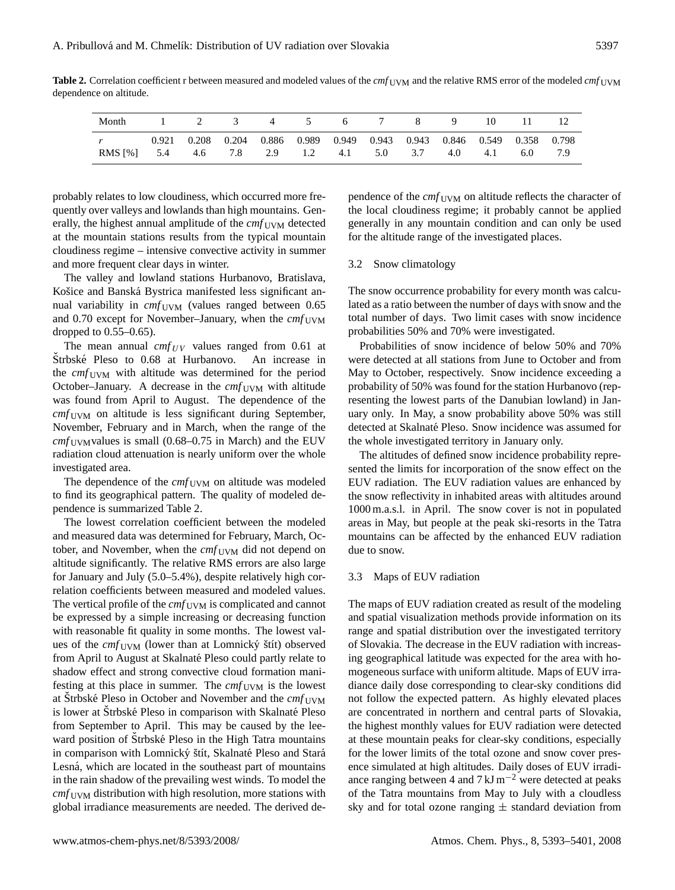**Table 2.** Correlation coefficient r between measured and modeled values of the $cmf_{\mathrm{UVM}}$ and the relative RMS error of the modeled $cmf_{\mathrm{UVM}}$ dependence on altitude.

| Month | 1 | 2 | 3 | 4 | 5 | 6 | 7 | 8 | 9 | 10 | 11 | 12 |
|---|---|---|---|---|---|---|---|---|---|---|---|---|
| *r* | 0.921 | 0.208 | 0.204 | 0.886 | 0.989 | 0.949 | 0.943 | 0.943 | 0.846 | 0.549 | 0.358 | 0.798 |
| RMS [%] | 5.4 | 4.6 | 7.8 | 2.9 | 1.2 | 4.1 | 5.0 | 3.7 | 4.0 | 4.1 | 6.0 | 7.9 |

probably relates to low cloudiness, which occurred more frequently over valleys and lowlands than high mountains. Generally, the highest annual amplitude of the $cmf_{\mathrm{UVM}}$ detected at the mountain stations results from the typical mountain cloudiness regime – intensive convective activity in summer and more frequent clear days in winter.

The valley and lowland stations Hurbanovo, Bratislava, Košice and Banská Bystrica manifested less significant annual variability in $cmf_{\mathrm{UVM}}$ (values ranged between 0.65 and 0.70 except for November–January, when the $cmf_{\mathrm{UVM}}$ dropped to 0.55–0.65).

The mean annual $cmf_{UV}$ values ranged from 0.61 at Štrbské Pleso to 0.68 at Hurbanovo. An increase in the $cmf_{\mathrm{UVM}}$ with altitude was determined for the period October–January. A decrease in the $cmf_{\mathrm{UVM}}$ with altitude was found from April to August. The dependence of the $cmf_{\mathrm{UVM}}$ on altitude is less significant during September, November, February and in March, when the range of the $cmf_{\mathrm{UVM}}$values is small (0.68–0.75 in March) and the EUV radiation cloud attenuation is nearly uniform over the whole investigated area.

The dependence of the $cmf_{\mathrm{UVM}}$ on altitude was modeled to find its geographical pattern. The quality of modeled dependence is summarized Table 2.

The lowest correlation coefficient between the modeled and measured data was determined for February, March, October, and November, when the $cmf_{\mathrm{UVM}}$ did not depend on altitude significantly. The relative RMS errors are also large for January and July (5.0–5.4%), despite relatively high correlation coefficients between measured and modeled values. The vertical profile of the $cmf_{\mathrm{UVM}}$ is complicated and cannot be expressed by a simple increasing or decreasing function with reasonable fit quality in some months. The lowest values of the $cmf_{\mathrm{UVM}}$ (lower than at Lomnický štít) observed from April to August at Skalnaté Pleso could partly relate to shadow effect and strong convective cloud formation manifesting at this place in summer. The $cmf_{\mathrm{UVM}}$ is the lowest at Štrbské Pleso in October and November and the $cmf_{\mathrm{UVM}}$ is lower at Štrbské Pleso in comparison with Skalnaté Pleso from September to April. This may be caused by the leeward position of Štrbské Pleso in the High Tatra mountains in comparison with Lomnický štít, Skalnaté Pleso and Stará Lesná, which are located in the southeast part of mountains in the rain shadow of the prevailing west winds. To model the $cmf_{\mathrm{UVM}}$ distribution with high resolution, more stations with global irradiance measurements are needed. The derived dependence of the $cmf_{\mathrm{UVM}}$ on altitude reflects the character of the local cloudiness regime; it probably cannot be applied generally in any mountain condition and can only be used for the altitude range of the investigated places.

### 3.2 Snow climatology

The snow occurrence probability for every month was calculated as a ratio between the number of days with snow and the total number of days. Two limit cases with snow incidence probabilities 50% and 70% were investigated.

Probabilities of snow incidence of below 50% and 70% were detected at all stations from June to October and from May to October, respectively. Snow incidence exceeding a probability of 50% was found for the station Hurbanovo (representing the lowest parts of the Danubian lowland) in January only. In May, a snow probability above 50% was still detected at Skalnaté Pleso. Snow incidence was assumed for the whole investigated territory in January only.

The altitudes of defined snow incidence probability represented the limits for incorporation of the snow effect on the EUV radiation. The EUV radiation values are enhanced by the snow reflectivity in inhabited areas with altitudes around 1000 m.a.s.l. in April. The snow cover is not in populated areas in May, but people at the peak ski-resorts in the Tatra mountains can be affected by the enhanced EUV radiation due to snow.

### 3.3 Maps of EUV radiation

The maps of EUV radiation created as result of the modeling and spatial visualization methods provide information on its range and spatial distribution over the investigated territory of Slovakia. The decrease in the EUV radiation with increasing geographical latitude was expected for the area with homogeneous surface with uniform altitude. Maps of EUV irradiance daily dose corresponding to clear-sky conditions did not follow the expected pattern. As highly elevated places are concentrated in northern and central parts of Slovakia, the highest monthly values for EUV radiation were detected at these mountain peaks for clear-sky conditions, especially for the lower limits of the total ozone and snow cover presence simulated at high altitudes. Daily doses of EUV irradiance ranging between 4 and 7 kJ m$^{-2}$ were detected at peaks of the Tatra mountains from May to July with a cloudless sky and for total ozone ranging $\pm$ standard deviation from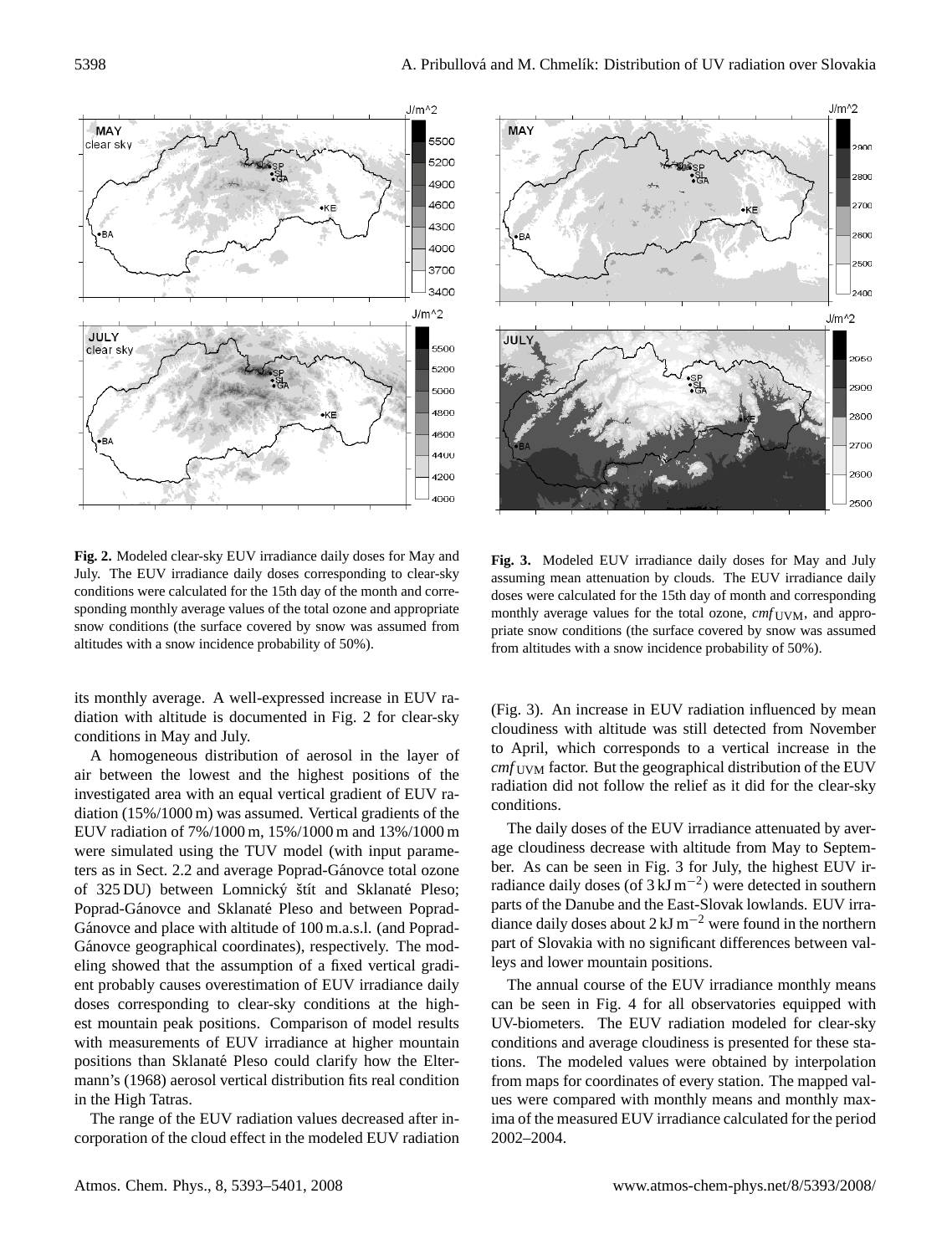**Fig. 2.** Modeled clear-sky EUV irradiance daily doses for May and July. The EUV irradiance daily doses corresponding to clear-sky conditions were calculated for the 15th day of the month and corresponding monthly average values of the total ozone and appropriate snow conditions (the surface covered by snow was assumed from altitudes with a snow incidence probability of 50%).

**Fig. 3.** Modeled EUV irradiance daily doses for May and July assuming mean attenuation by clouds. The EUV irradiance daily doses were calculated for the 15th day of month and corresponding monthly average values for the total ozone, $cmf_{\mathrm{UVM}}$, and appropriate snow conditions (the surface covered by snow was assumed from altitudes with a snow incidence probability of 50%).

its monthly average. A well-expressed increase in EUV radiation with altitude is documented in Fig. 2 for clear-sky conditions in May and July.

A homogeneous distribution of aerosol in the layer of air between the lowest and the highest positions of the investigated area with an equal vertical gradient of EUV radiation (15%/1000 m) was assumed. Vertical gradients of the EUV radiation of 7%/1000 m, 15%/1000 m and 13%/1000 m were simulated using the TUV model (with input parameters as in Sect. 2.2 and average Poprad-Gánovce total ozone of 325 DU) between Lomnický štít and Sklanaté Pleso; Poprad-Gánovce and Sklanaté Pleso and between Poprad-Gánovce and place with altitude of 100 m.a.s.l. (and Poprad-Gánovce geographical coordinates), respectively. The modeling showed that the assumption of a fixed vertical gradient probably causes overestimation of EUV irradiance daily doses corresponding to clear-sky conditions at the highest mountain peak positions. Comparison of model results with measurements of EUV irradiance at higher mountain positions than Sklanaté Pleso could clarify how the Eltermann's (1968) aerosol vertical distribution fits real condition in the High Tatras.

The range of the EUV radiation values decreased after incorporation of the cloud effect in the modeled EUV radiation (Fig. 3). An increase in EUV radiation influenced by mean cloudiness with altitude was still detected from November to April, which corresponds to a vertical increase in the $cmf_{\mathrm{UVM}}$ factor. But the geographical distribution of the EUV radiation did not follow the relief as it did for the clear-sky conditions.

The daily doses of the EUV irradiance attenuated by average cloudiness decrease with altitude from May to September. As can be seen in Fig. 3 for July, the highest EUV irradiance daily doses (of $3\,\mathrm{kJ\,m^{-2}}$) were detected in southern parts of the Danube and the East-Slovak lowlands. EUV irradiance daily doses about $2\,\mathrm{kJ\,m^{-2}}$ were found in the northern part of Slovakia with no significant differences between valleys and lower mountain positions.

The annual course of the EUV irradiance monthly means can be seen in Fig. 4 for all observatories equipped with UV-biometers. The EUV radiation modeled for clear-sky conditions and average cloudiness is presented for these stations. The modeled values were obtained by interpolation from maps for coordinates of every station. The mapped values were compared with monthly means and monthly maxima of the measured EUV irradiance calculated for the period 2002–2004.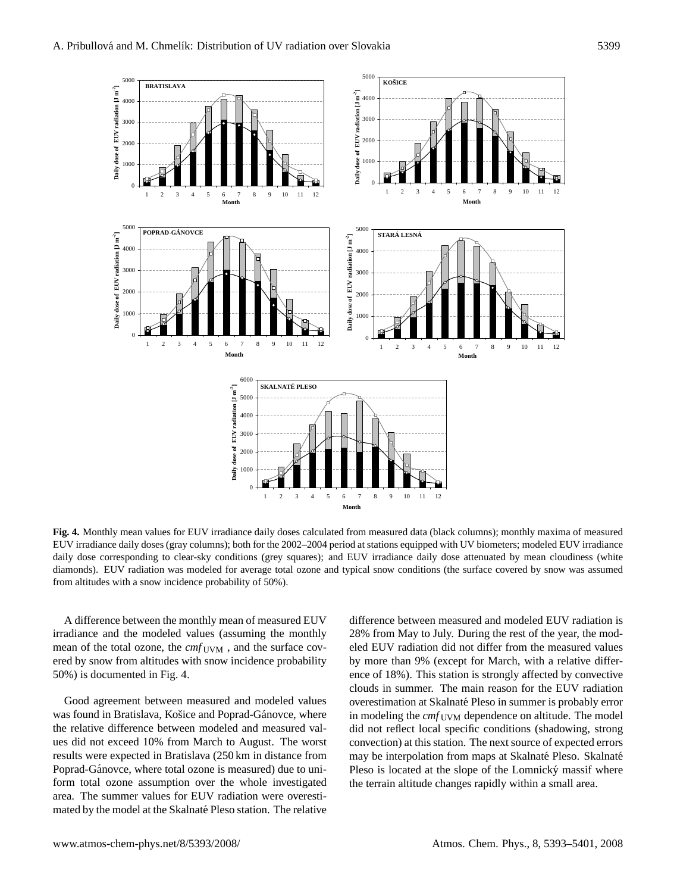**Fig. 4.** Monthly mean values for EUV irradiance daily doses calculated from measured data (black columns); monthly maxima of measured EUV irradiance daily doses (gray columns); both for the 2002–2004 period at stations equipped with UV biometers; modeled EUV irradiance daily dose corresponding to clear-sky conditions (grey squares); and EUV irradiance daily dose attenuated by mean cloudiness (white diamonds). EUV radiation was modeled for average total ozone and typical snow conditions (the surface covered by snow was assumed from altitudes with a snow incidence probability of 50%).

A difference between the monthly mean of measured EUV irradiance and the modeled values (assuming the monthly mean of the total ozone, the $cmf_{\mathrm{UVM}}$ , and the surface covered by snow from altitudes with snow incidence probability 50%) is documented in Fig. 4.

Good agreement between measured and modeled values was found in Bratislava, Košice and Poprad-Gánovce, where the relative difference between modeled and measured values did not exceed 10% from March to August. The worst results were expected in Bratislava (250 km in distance from Poprad-Gánovce, where total ozone is measured) due to uniform total ozone assumption over the whole investigated area. The summer values for EUV radiation were overestimated by the model at the Skalnaté Pleso station. The relative difference between measured and modeled EUV radiation is 28% from May to July. During the rest of the year, the modeled EUV radiation did not differ from the measured values by more than 9% (except for March, with a relative difference of 18%). This station is strongly affected by convective clouds in summer. The main reason for the EUV radiation overestimation at Skalnaté Pleso in summer is probably error in modeling the $cmf_{\mathrm{UVM}}$ dependence on altitude. The model did not reflect local specific conditions (shadowing, strong convection) at this station. The next source of expected errors may be interpolation from maps at Skalnaté Pleso. Skalnaté Pleso is located at the slope of the Lomnický massif where the terrain altitude changes rapidly within a small area.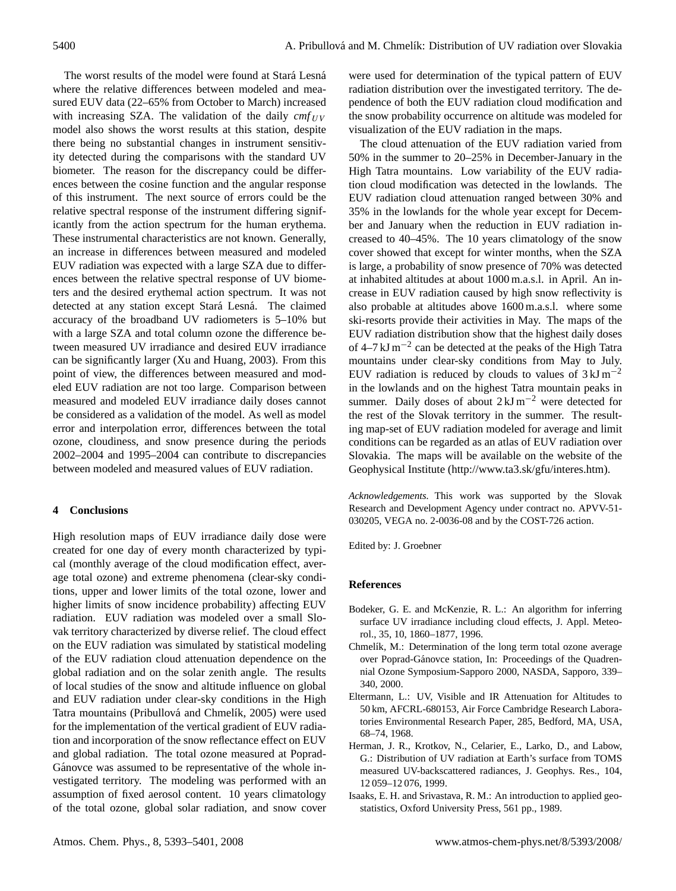The worst results of the model were found at Stará Lesná where the relative differences between modeled and measured EUV data (22–65% from October to March) increased with increasing SZA. The validation of the daily $cmf_{UV}$ model also shows the worst results at this station, despite there being no substantial changes in instrument sensitivity detected during the comparisons with the standard UV biometer. The reason for the discrepancy could be differences between the cosine function and the angular response of this instrument. The next source of errors could be the relative spectral response of the instrument differing significantly from the action spectrum for the human erythema. These instrumental characteristics are not known. Generally, an increase in differences between measured and modeled EUV radiation was expected with a large SZA due to differences between the relative spectral response of UV biometers and the desired erythemal action spectrum. It was not detected at any station except Stará Lesná. The claimed accuracy of the broadband UV radiometers is 5–10% but with a large SZA and total column ozone the difference between measured UV irradiance and desired EUV irradiance can be significantly larger (Xu and Huang, 2003). From this point of view, the differences between measured and modeled EUV radiation are not too large. Comparison between measured and modeled EUV irradiance daily doses cannot be considered as a validation of the model. As well as model error and interpolation error, differences between the total ozone, cloudiness, and snow presence during the periods 2002–2004 and 1995–2004 can contribute to discrepancies between modeled and measured values of EUV radiation.

## 4 Conclusions

High resolution maps of EUV irradiance daily dose were created for one day of every month characterized by typical (monthly average of the cloud modification effect, average total ozone) and extreme phenomena (clear-sky conditions, upper and lower limits of the total ozone, lower and higher limits of snow incidence probability) affecting EUV radiation. EUV radiation was modeled over a small Slovak territory characterized by diverse relief. The cloud effect on the EUV radiation was simulated by statistical modeling of the EUV radiation cloud attenuation dependence on the global radiation and on the solar zenith angle. The results of local studies of the snow and altitude influence on global and EUV radiation under clear-sky conditions in the High Tatra mountains (Pribullová and Chmelík, 2005) were used for the implementation of the vertical gradient of EUV radiation and incorporation of the snow reflectance effect on EUV and global radiation. The total ozone measured at Poprad-Gánovce was assumed to be representative of the whole investigated territory. The modeling was performed with an assumption of fixed aerosol content. 10 years climatology of the total ozone, global solar radiation, and snow cover were used for determination of the typical pattern of EUV radiation distribution over the investigated territory. The dependence of both the EUV radiation cloud modification and the snow probability occurrence on altitude was modeled for visualization of the EUV radiation in the maps.

The cloud attenuation of the EUV radiation varied from 50% in the summer to 20–25% in December-January in the High Tatra mountains. Low variability of the EUV radiation cloud modification was detected in the lowlands. The EUV radiation cloud attenuation ranged between 30% and 35% in the lowlands for the whole year except for December and January when the reduction in EUV radiation increased to 40–45%. The 10 years climatology of the snow cover showed that except for winter months, when the SZA is large, a probability of snow presence of 70% was detected at inhabited altitudes at about 1000 m.a.s.l. in April. An increase in EUV radiation caused by high snow reflectivity is also probable at altitudes above 1600 m.a.s.l. where some ski-resorts provide their activities in May. The maps of the EUV radiation distribution show that the highest daily doses of 4–7 kJ $m^{-2}$ can be detected at the peaks of the High Tatra mountains under clear-sky conditions from May to July. EUV radiation is reduced by clouds to values of 3 kJ $m^{-2}$ in the lowlands and on the highest Tatra mountain peaks in summer. Daily doses of about 2 kJ $m^{-2}$ were detected for the rest of the Slovak territory in the summer. The resulting map-set of EUV radiation modeled for average and limit conditions can be regarded as an atlas of EUV radiation over Slovakia. The maps will be available on the website of the Geophysical Institute (http://www.ta3.sk/gfu/interes.htm).

*Acknowledgements.* This work was supported by the Slovak Research and Development Agency under contract no. APVV-51-030205, VEGA no. 2-0036-08 and by the COST-726 action.

Edited by: J. Groebner

## References

Bodeker, G. E. and McKenzie, R. L.: An algorithm for inferring surface UV irradiance including cloud effects, J. Appl. Meteorol., 35, 10, 1860–1877, 1996.

Chmelík, M.: Determination of the long term total ozone average over Poprad-Gánovce station, In: Proceedings of the Quadrennial Ozone Symposium-Sapporo 2000, NASDA, Sapporo, 339–340, 2000.

Eltermann, L.: UV, Visible and IR Attenuation for Altitudes to 50 km, AFCRL-680153, Air Force Cambridge Research Laboratories Environmental Research Paper, 285, Bedford, MA, USA, 68–74, 1968.

Herman, J. R., Krotkov, N., Celarier, E., Larko, D., and Labow, G.: Distribution of UV radiation at Earth's surface from TOMS measured UV-backscattered radiances, J. Geophys. Res., 104, 12 059–12 076, 1999.

Isaaks, E. H. and Srivastava, R. M.: An introduction to applied geostatistics, Oxford University Press, 561 pp., 1989.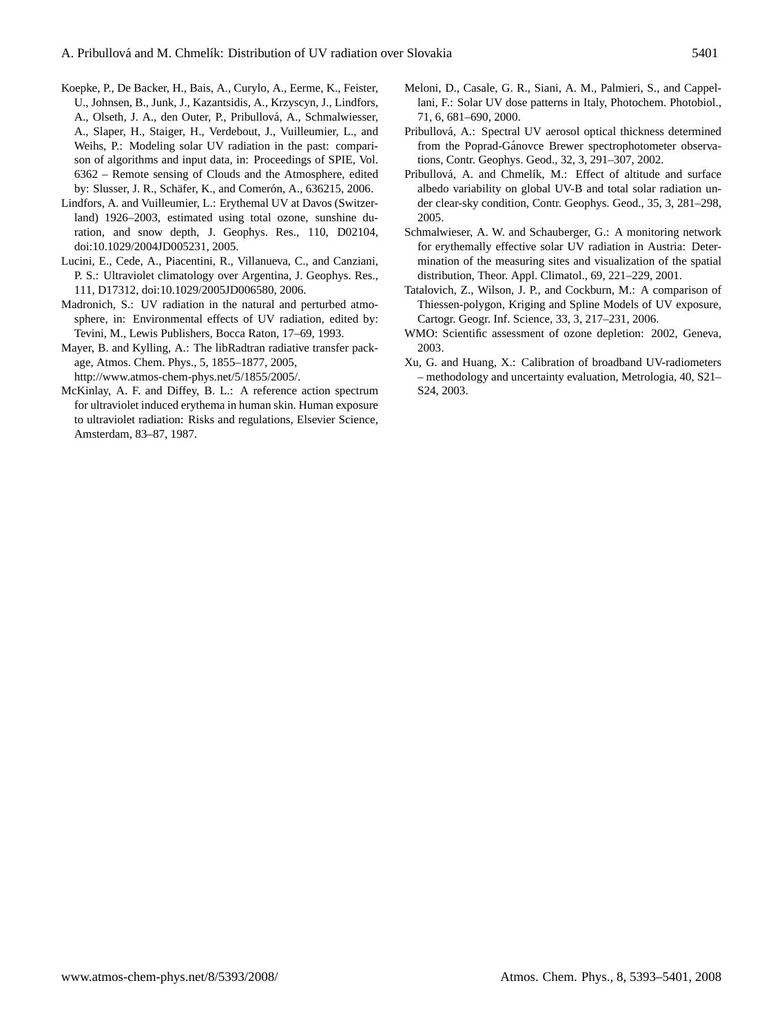Koepke, P., De Backer, H., Bais, A., Curylo, A., Eerme, K., Feister, U., Johnsen, B., Junk, J., Kazantsidis, A., Krzyscyn, J., Lindfors, A., Olseth, J. A., den Outer, P., Pribullová, A., Schmalwiesser, A., Slaper, H., Staiger, H., Verdebout, J., Vuilleumier, L., and Weihs, P.: Modeling solar UV radiation in the past: comparison of algorithms and input data, in: Proceedings of SPIE, Vol. 6362 – Remote sensing of Clouds and the Atmosphere, edited by: Slusser, J. R., Schäfer, K., and Comerón, A., 636215, 2006.

Lindfors, A. and Vuilleumier, L.: Erythemal UV at Davos (Switzerland) 1926–2003, estimated using total ozone, sunshine duration, and snow depth, J. Geophys. Res., 110, D02104, doi:10.1029/2004JD005231, 2005.

Lucini, E., Cede, A., Piacentini, R., Villanueva, C., and Canziani, P. S.: Ultraviolet climatology over Argentina, J. Geophys. Res., 111, D17312, doi:10.1029/2005JD006580, 2006.

Madronich, S.: UV radiation in the natural and perturbed atmosphere, in: Environmental effects of UV radiation, edited by: Tevini, M., Lewis Publishers, Bocca Raton, 17–69, 1993.

Mayer, B. and Kylling, A.: The libRadtran radiative transfer package, Atmos. Chem. Phys., 5, 1855–1877, 2005, http://www.atmos-chem-phys.net/5/1855/2005/.

McKinlay, A. F. and Diffey, B. L.: A reference action spectrum for ultraviolet induced erythema in human skin. Human exposure to ultraviolet radiation: Risks and regulations, Elsevier Science, Amsterdam, 83–87, 1987.

Meloni, D., Casale, G. R., Siani, A. M., Palmieri, S., and Cappellani, F.: Solar UV dose patterns in Italy, Photochem. Photobiol., 71, 6, 681–690, 2000.

Pribullová, A.: Spectral UV aerosol optical thickness determined from the Poprad-Gánovce Brewer spectrophotometer observations, Contr. Geophys. Geod., 32, 3, 291–307, 2002.

Pribullová, A. and Chmelík, M.: Effect of altitude and surface albedo variability on global UV-B and total solar radiation under clear-sky condition, Contr. Geophys. Geod., 35, 3, 281–298, 2005.

Schmalwieser, A. W. and Schauberger, G.: A monitoring network for erythemally effective solar UV radiation in Austria: Determination of the measuring sites and visualization of the spatial distribution, Theor. Appl. Climatol., 69, 221–229, 2001.

Tatalovich, Z., Wilson, J. P., and Cockburn, M.: A comparison of Thiessen-polygon, Kriging and Spline Models of UV exposure, Cartogr. Geogr. Inf. Science, 33, 3, 217–231, 2006.

WMO: Scientific assessment of ozone depletion: 2002, Geneva, 2003.

Xu, G. and Huang, X.: Calibration of broadband UV-radiometers – methodology and uncertainty evaluation, Metrologia, 40, S21–S24, 2003.